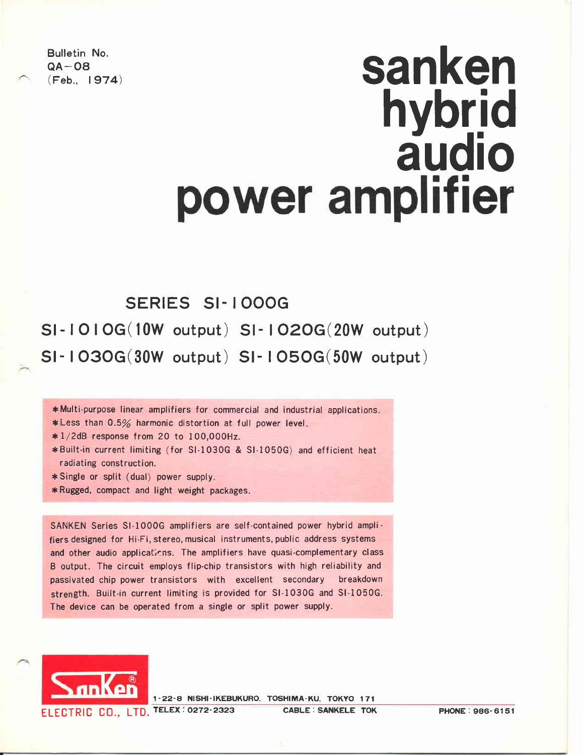Bulletin No.
QA−08
(Feb., 1974)

# sanken hybrid audio power amplifier

## SERIES SI-1000G

## SI-1010G(10W output) SI-1020G(20W output)

## SI-1030G(30W output) SI-1050G(50W output)

* Multi-purpose linear amplifiers for commercial and industrial applications.
* Less than 0.5% harmonic distortion at full power level.
* 1/2dB response from 20 to 100,000Hz.
* Built-in current limiting (for SI-1030G & SI-1050G) and efficient heat radiating construction.
* Single or split (dual) power supply.
* Rugged, compact and light weight packages.

SANKEN Series SI-1000G amplifiers are self-contained power hybrid amplifiers designed for Hi-Fi, stereo, musical instruments, public address systems and other audio applications. The amplifiers have quasi-complementary class B output. The circuit employs flip-chip transistors with high reliability and passivated chip power transistors with excellent secondary breakdown strength. Built-in current limiting is provided for SI-1030G and SI-1050G. The device can be operated from a single or split power supply.

SanKen ELECTRIC CO., LTD. 1-22-8 NISHI-IKEBUKURO, TOSHIMA-KU, TOKYO 171
TELEX : 0272-2323 CABLE : SANKELE TOK PHONE : 986-6151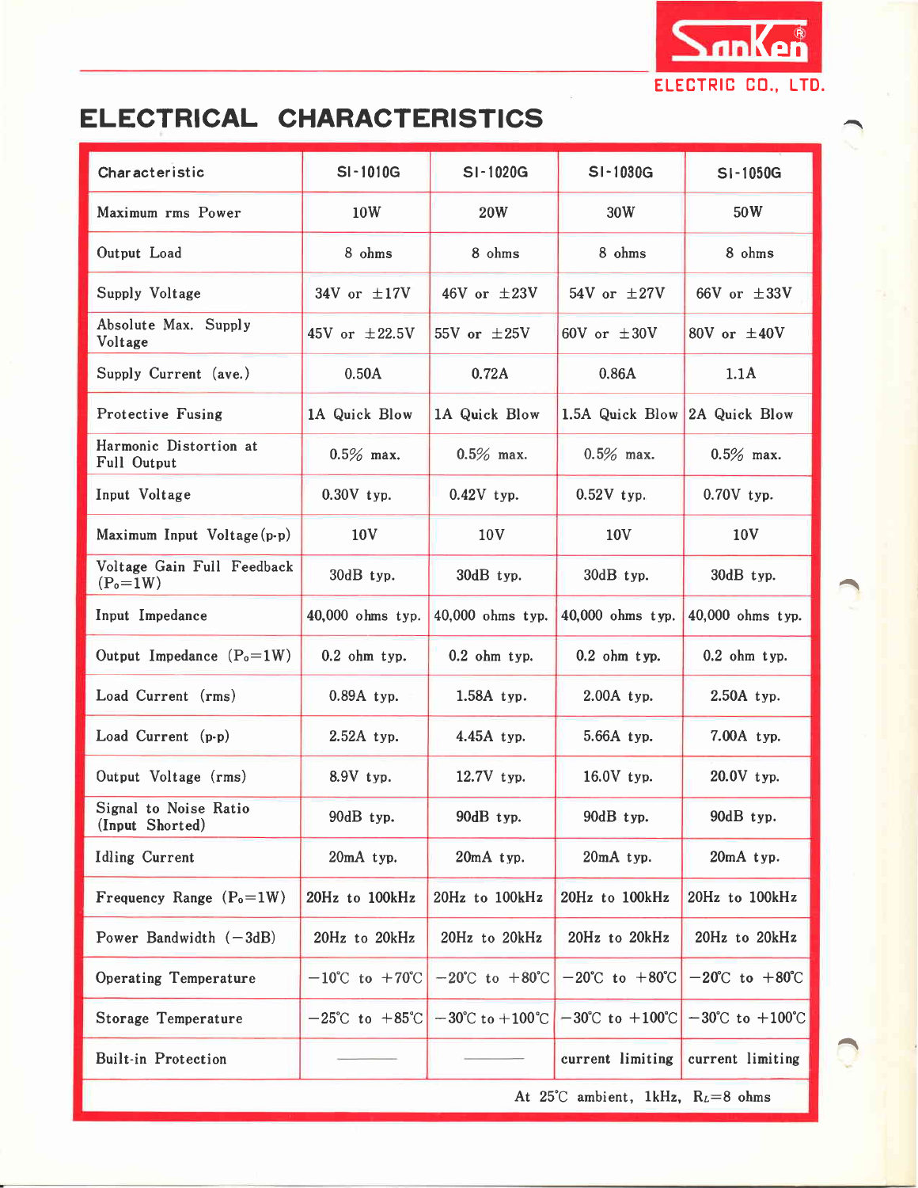# ELECTRICAL CHARACTERISTICS

| Characteristic | SI-1010G | SI-1020G | SI-1030G | SI-1050G |
|---|---|---|---|---|
| Maximum rms Power | 10W | 20W | 30W | 50W |
| Output Load | 8 ohms | 8 ohms | 8 ohms | 8 ohms |
| Supply Voltage | 34V or ±17V | 46V or ±23V | 54V or ±27V | 66V or ±33V |
| Absolute Max. Supply Voltage | 45V or ±22.5V | 55V or ±25V | 60V or ±30V | 80V or ±40V |
| Supply Current (ave.) | 0.50A | 0.72A | 0.86A | 1.1A |
| Protective Fusing | 1A Quick Blow | 1A Quick Blow | 1.5A Quick Blow | 2A Quick Blow |
| Harmonic Distortion at Full Output | 0.5% max. | 0.5% max. | 0.5% max. | 0.5% max. |
| Input Voltage | 0.30V typ. | 0.42V typ. | 0.52V typ. | 0.70V typ. |
| Maximum Input Voltage (p-p) | 10V | 10V | 10V | 10V |
| Voltage Gain Full Feedback ($P_o$=1W) | 30dB typ. | 30dB typ. | 30dB typ. | 30dB typ. |
| Input Impedance | 40,000 ohms typ. | 40,000 ohms typ. | 40,000 ohms typ. | 40,000 ohms typ. |
| Output Impedance ($P_o$=1W) | 0.2 ohm typ. | 0.2 ohm typ. | 0.2 ohm typ. | 0.2 ohm typ. |
| Load Current (rms) | 0.89A typ. | 1.58A typ. | 2.00A typ. | 2.50A typ. |
| Load Current (p-p) | 2.52A typ. | 4.45A typ. | 5.66A typ. | 7.00A typ. |
| Output Voltage (rms) | 8.9V typ. | 12.7V typ. | 16.0V typ. | 20.0V typ. |
| Signal to Noise Ratio (Input Shorted) | 90dB typ. | 90dB typ. | 90dB typ. | 90dB typ. |
| Idling Current | 20mA typ. | 20mA typ. | 20mA typ. | 20mA typ. |
| Frequency Range ($P_o$=1W) | 20Hz to 100kHz | 20Hz to 100kHz | 20Hz to 100kHz | 20Hz to 100kHz |
| Power Bandwidth (−3dB) | 20Hz to 20kHz | 20Hz to 20kHz | 20Hz to 20kHz | 20Hz to 20kHz |
| Operating Temperature | −10℃ to +70℃ | −20℃ to +80℃ | −20℃ to +80℃ | −20℃ to +80℃ |
| Storage Temperature | −25℃ to +85℃ | −30℃ to +100℃ | −30℃ to +100℃ | −30℃ to +100℃ |
| Built-in Protection | ——— | ——— | current limiting | current limiting |

At 25℃ ambient, 1kHz, $R_L$=8 ohms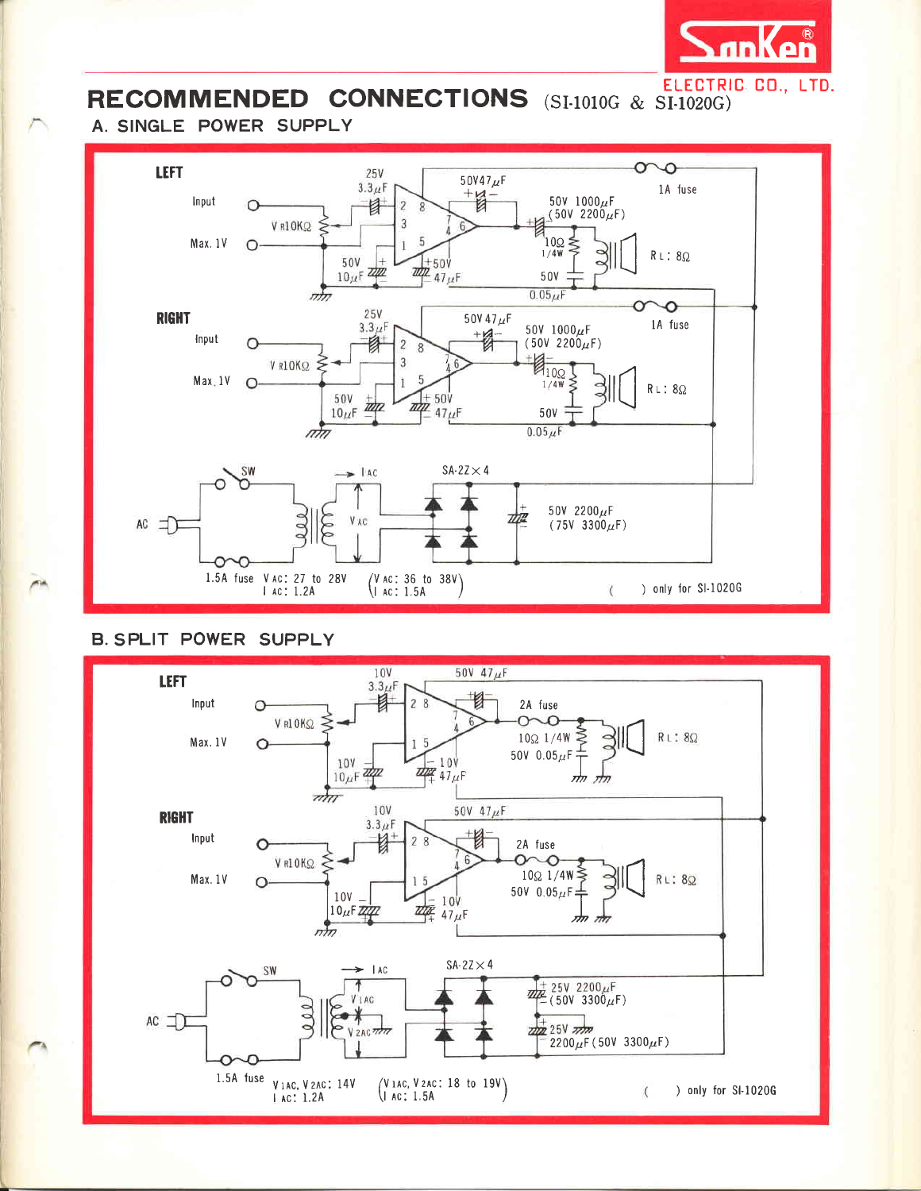# RECOMMENDED CONNECTIONS (SI-1010G & SI-1020G)

Sanken ELECTRIC CO., LTD.

## A. SINGLE POWER SUPPLY

LEFT

Input

Max. 1V

V R10KΩ

25V 3.3μF

50V 10μF

+50V 47μF

50V47μF

50V 1000μF (50V 2200μF)

1A fuse

10Ω 1/4W

50V 0.05μF

RL: 8Ω

RIGHT

Input

Max. 1V

V R10KΩ

25V 3.3μF

50V 10μF

+50V 47μF

50V 47μF

50V 1000μF (50V 2200μF)

1A fuse

10Ω 1/4W

50V 0.05μF

RL: 8Ω

SW

AC

I AC

V AC

SA-2Z × 4

50V 2200μF (75V 3300μF)

1.5A fuse V AC: 27 to 28V I AC: 1.2A (V AC: 36 to 38V I AC: 1.5A)

( ) only for SI-1020G

## B. SPLIT POWER SUPPLY

LEFT

Input

Max. 1V

V R10KΩ

10V 3.3μF

10V 10μF

10V 47μF

50V 47μF

2A fuse

10Ω 1/4W

50V 0.05μF

RL: 8Ω

RIGHT

Input

Max. 1V

V R10KΩ

10V 3.3μF

10V 10μF

10V 47μF

50V 47μF

2A fuse

10Ω 1/4W

50V 0.05μF

RL: 8Ω

SW

AC

I AC

V 1AC

V 2AC

SA-2Z × 4

25V 2200μF (50V 3300μF)

25V 2200μF (50V 3300μF)

1.5A fuse V 1AC, V 2AC: 14V I AC: 1.2A (V 1AC, V 2AC: 18 to 19V I AC: 1.5A)

( ) only for SI-1020G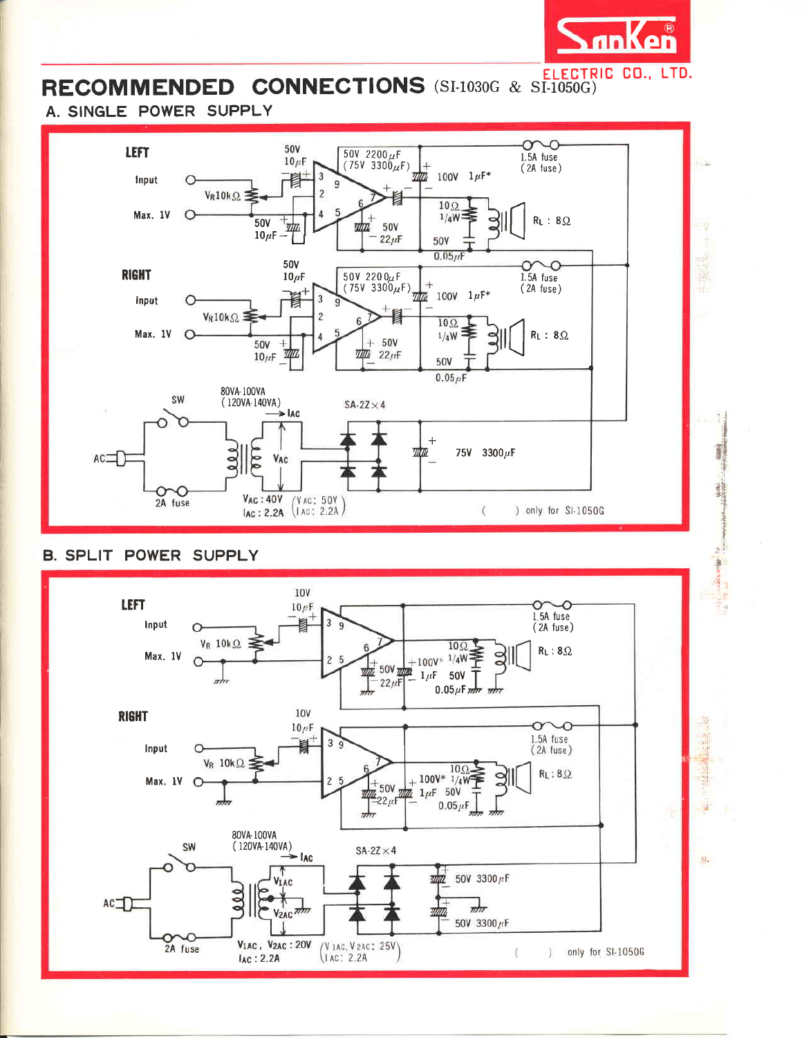# RECOMMENDED CONNECTIONS (SI-1030G & SI-1050G)

## A. SINGLE POWER SUPPLY

LEFT

Input

Max. 1V

$V_R$ 10kΩ

50V 10μF

50V 10μF

50V 2200μF (75V 3300μF)

100V 1μF*

50V 22μF

10Ω 1/4W

50V 0.05μF

1.5A fuse (2A fuse)

$R_L$ : 8Ω

RIGHT

Input

Max. 1V

$V_R$ 10kΩ

50V 10μF

50V 10μF

50V 2200μF (75V 3300μF)

100V 1μF*

50V 22μF

10Ω 1/4W

50V 0.05μF

1.5A fuse (2A fuse)

$R_L$ : 8Ω

SW

AC

2A fuse

80VA-100VA (120VA-140VA)

$I_{AC}$

$V_{AC}$

$V_{AC}$ : 40V ($V_{AC}$ : 50V)

$I_{AC}$ : 2.2A ($I_{AC}$ : 2.2A)

SA-2Z × 4

75V 3300μF

( ) only for SI-1050G

## B. SPLIT POWER SUPPLY

LEFT

Input

Max. 1V

$V_R$ 10kΩ

10V 10μF

50V 22μF

100V* 1μF

10Ω 1/4W

50V 0.05μF

1.5A fuse (2A fuse)

$R_L$ : 8Ω

RIGHT

Input

Max. 1V

$V_R$ 10kΩ

10V 10μF

50V 22μF

100V* 1μF

10Ω 1/4W

50V 0.05μF

1.5A fuse (2A fuse)

$R_L$ : 8Ω

SW

AC

2A fuse

80VA-100VA (120VA-140VA)

$I_{AC}$

$V_{1AC}$

$V_{2AC}$

$V_{1AC}$, $V_{2AC}$ : 20V ($V_{1AC}$, $V_{2AC}$ : 25V)

$I_{AC}$ : 2.2A ($I_{AC}$ : 2.2A)

SA-2Z × 4

50V 3300μF

50V 3300μF

( ) only for SI-1050G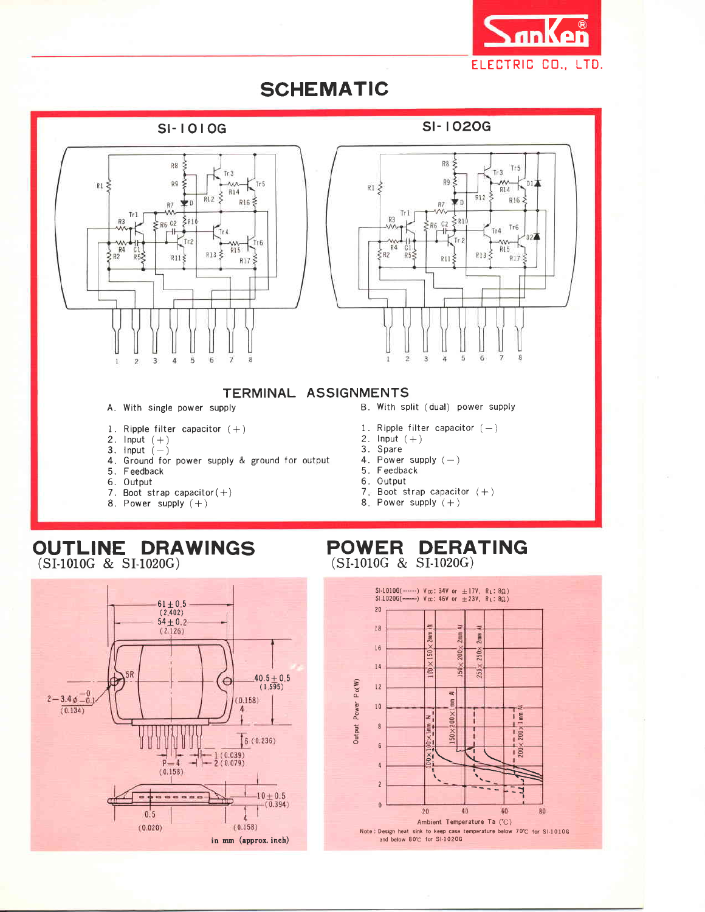# SCHEMATIC

SI-1010G

SI-1020G

## TERMINAL ASSIGNMENTS

A. With single power supply

1. Ripple filter capacitor (+)
2. Input (+)
3. Input (−)
4. Ground for power supply & ground for output
5. Feedback
6. Output
7. Boot strap capacitor(+)
8. Power supply (+)

B. With split (dual) power supply

1. Ripple filter capacitor (−)
2. Input (+)
3. Spare
4. Power supply (−)
5. Feedback
6. Output
7. Boot strap capacitor (+)
8. Power supply (+)

# OUTLINE DRAWINGS

(SI-1010G & SI-1020G)

in mm (approx. inch)

# POWER DERATING

(SI-1010G & SI-1020G)

SI-1010G(------) $V_{CC}$: 34V or ±17V, $R_L$: 8Ω)
SI-1020G(——) $V_{CC}$: 46V or ±23V, $R_L$: 8Ω)

Note: Design heat sink to keep case temperature below 70°C for SI-1010G and below 80°C for SI-1020G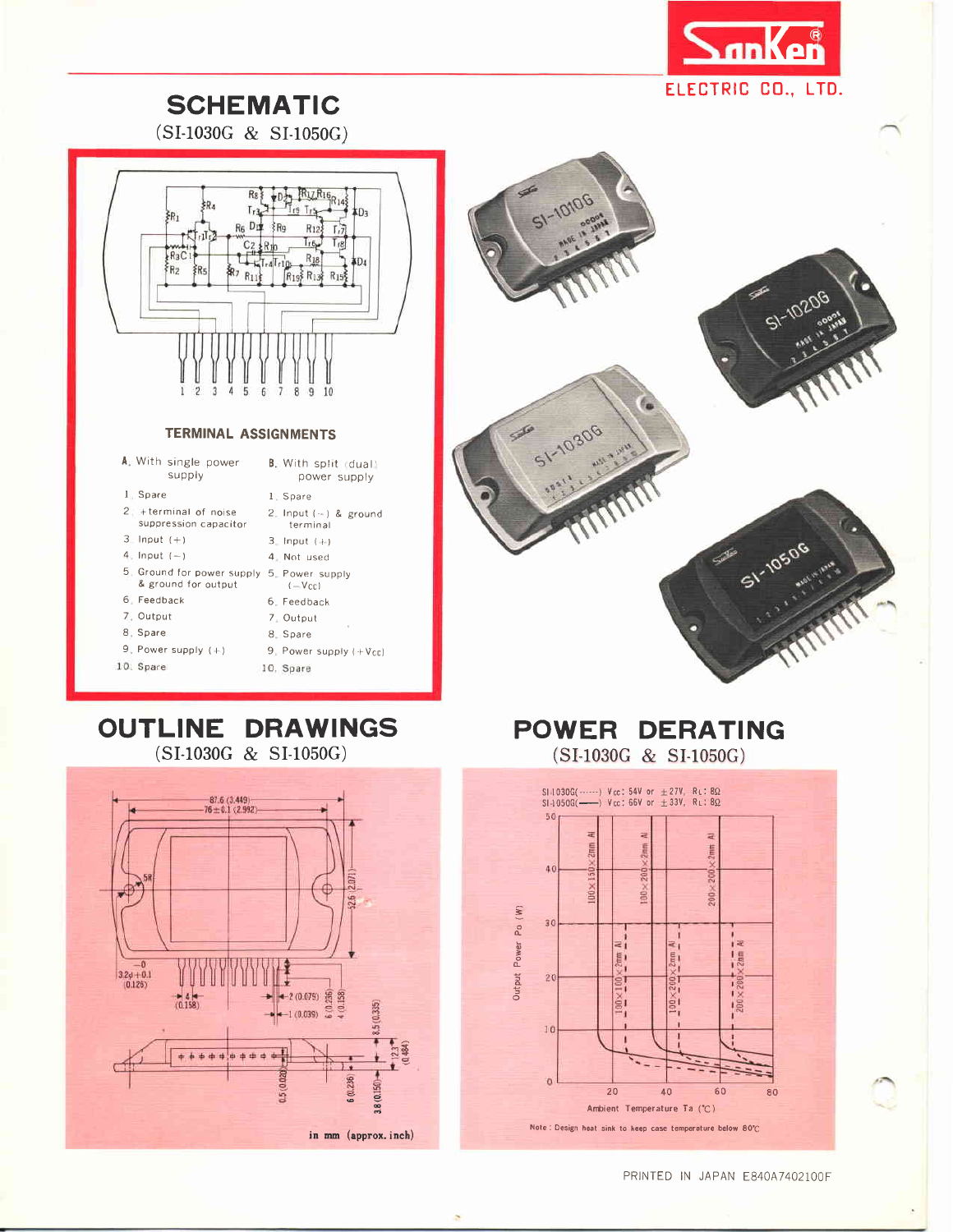Sanken ELECTRIC CO., LTD.

## SCHEMATIC
(SI-1030G & SI-1050G)

### TERMINAL ASSIGNMENTS

**A.** With single power supply

1. Spare
2. +terminal of noise suppression capacitor
3. Input (+)
4. Input (−)
5. Ground for power supply & ground for output
6. Feedback
7. Output
8. Spare
9. Power supply (+)
10. Spare

**B.** With split (dual) power supply

1. Spare
2. Input (−) & ground terminal
3. Input (+)
4. Not used
5. Power supply ($-V_{CC}$)
6. Feedback
7. Output
8. Spare
9. Power supply ($+V_{CC}$)
10. Spare

## OUTLINE DRAWINGS
(SI-1030G & SI-1050G)

87.6 (3.449)
76±0.1 (2.992)
5R
52.6 (2.071)
3.2φ +0.1 −0 (0.126)
4 (0.158)
2 (0.079)
1 (0.039)
6 (0.236)
4 (0.158)
8.5 (0.335)
12.3 (0.484)
0.5 (0.020)
6 (0.236)
3.8 (0.150)

in mm (approx. inch)

## POWER DERATING
(SI-1030G & SI-1050G)

SI-1030G (------) $V_{CC}$: 54V or ±27V, $R_L$: 8Ω
SI-1050G (——) $V_{CC}$: 66V or ±33V, $R_L$: 8Ω

Output Power Po (W)

Ambient Temperature Ta (℃)

100×150×2mm Al
100×200×2mm Al
200×200×2mm Al
100×100×2mm Al
100×200×2mm Al
200×200×2mm Al

Note : Design heat sink to keep case temperature below 80℃

PRINTED IN JAPAN E840A7402100F